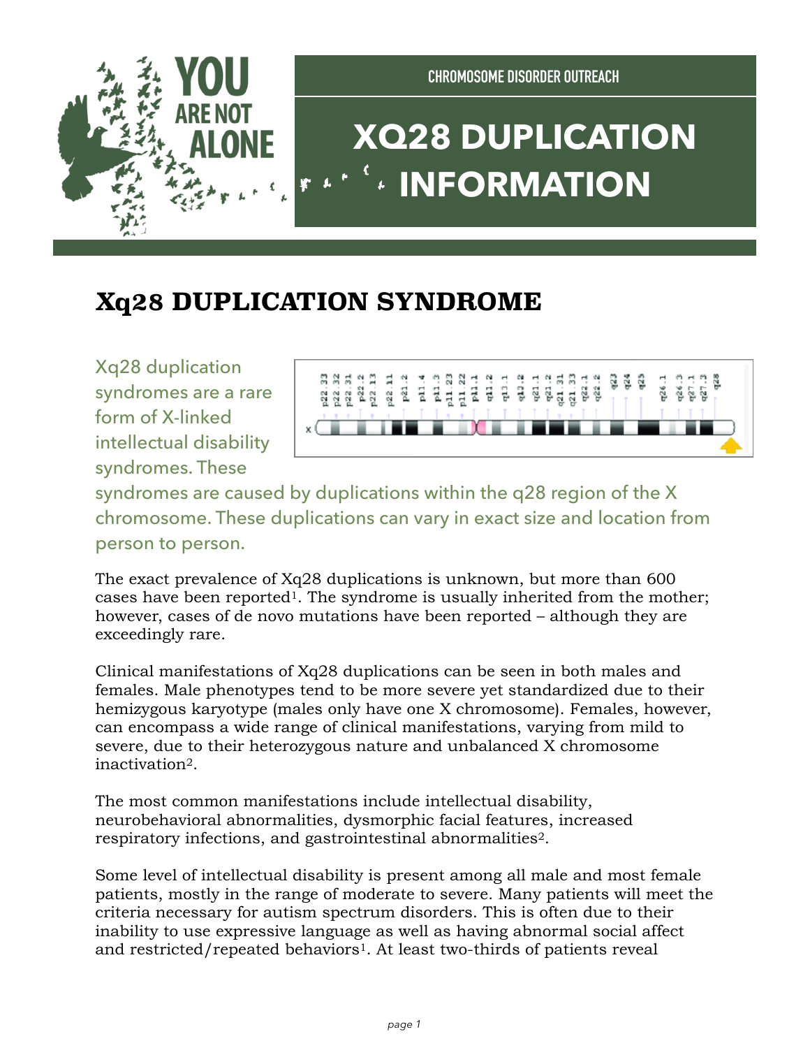CHROMOSOME DISORDER OUTREACH

# XQ28 DUPLICATION INFORMATION

## Xq28 DUPLICATION SYNDROME

Xq28 duplication syndromes are a rare form of X-linked intellectual disability syndromes. These syndromes are caused by duplications within the q28 region of the X chromosome. These duplications can vary in exact size and location from person to person.

The exact prevalence of Xq28 duplications is unknown, but more than 600 cases have been reported[1]. The syndrome is usually inherited from the mother; however, cases of de novo mutations have been reported – although they are exceedingly rare.

Clinical manifestations of Xq28 duplications can be seen in both males and females. Male phenotypes tend to be more severe yet standardized due to their hemizygous karyotype (males only have one X chromosome). Females, however, can encompass a wide range of clinical manifestations, varying from mild to severe, due to their heterozygous nature and unbalanced X chromosome inactivation[2].

The most common manifestations include intellectual disability, neurobehavioral abnormalities, dysmorphic facial features, increased respiratory infections, and gastrointestinal abnormalities[2].

Some level of intellectual disability is present among all male and most female patients, mostly in the range of moderate to severe. Many patients will meet the criteria necessary for autism spectrum disorders. This is often due to their inability to use expressive language as well as having abnormal social affect and restricted/repeated behaviors[1]. At least two-thirds of patients reveal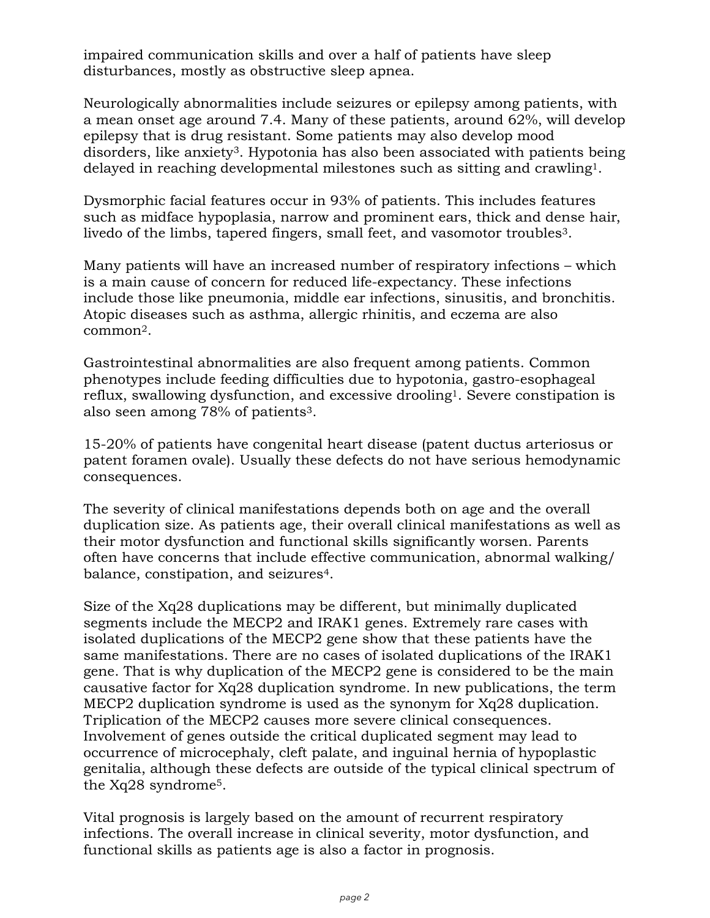impaired communication skills and over a half of patients have sleep disturbances, mostly as obstructive sleep apnea.

Neurologically abnormalities include seizures or epilepsy among patients, with a mean onset age around 7.4. Many of these patients, around 62%, will develop epilepsy that is drug resistant. Some patients may also develop mood disorders, like anxiety[3]. Hypotonia has also been associated with patients being delayed in reaching developmental milestones such as sitting and crawling[1].

Dysmorphic facial features occur in 93% of patients. This includes features such as midface hypoplasia, narrow and prominent ears, thick and dense hair, livedo of the limbs, tapered fingers, small feet, and vasomotor troubles[3].

Many patients will have an increased number of respiratory infections – which is a main cause of concern for reduced life-expectancy. These infections include those like pneumonia, middle ear infections, sinusitis, and bronchitis. Atopic diseases such as asthma, allergic rhinitis, and eczema are also common[2].

Gastrointestinal abnormalities are also frequent among patients. Common phenotypes include feeding difficulties due to hypotonia, gastro-esophageal reflux, swallowing dysfunction, and excessive drooling[1]. Severe constipation is also seen among 78% of patients[3].

15-20% of patients have congenital heart disease (patent ductus arteriosus or patent foramen ovale). Usually these defects do not have serious hemodynamic consequences.

The severity of clinical manifestations depends both on age and the overall duplication size. As patients age, their overall clinical manifestations as well as their motor dysfunction and functional skills significantly worsen. Parents often have concerns that include effective communication, abnormal walking/balance, constipation, and seizures[4].

Size of the Xq28 duplications may be different, but minimally duplicated segments include the MECP2 and IRAK1 genes. Extremely rare cases with isolated duplications of the MECP2 gene show that these patients have the same manifestations. There are no cases of isolated duplications of the IRAK1 gene. That is why duplication of the MECP2 gene is considered to be the main causative factor for Xq28 duplication syndrome. In new publications, the term MECP2 duplication syndrome is used as the synonym for Xq28 duplication. Triplication of the MECP2 causes more severe clinical consequences. Involvement of genes outside the critical duplicated segment may lead to occurrence of microcephaly, cleft palate, and inguinal hernia of hypoplastic genitalia, although these defects are outside of the typical clinical spectrum of the Xq28 syndrome[5].

Vital prognosis is largely based on the amount of recurrent respiratory infections. The overall increase in clinical severity, motor dysfunction, and functional skills as patients age is also a factor in prognosis.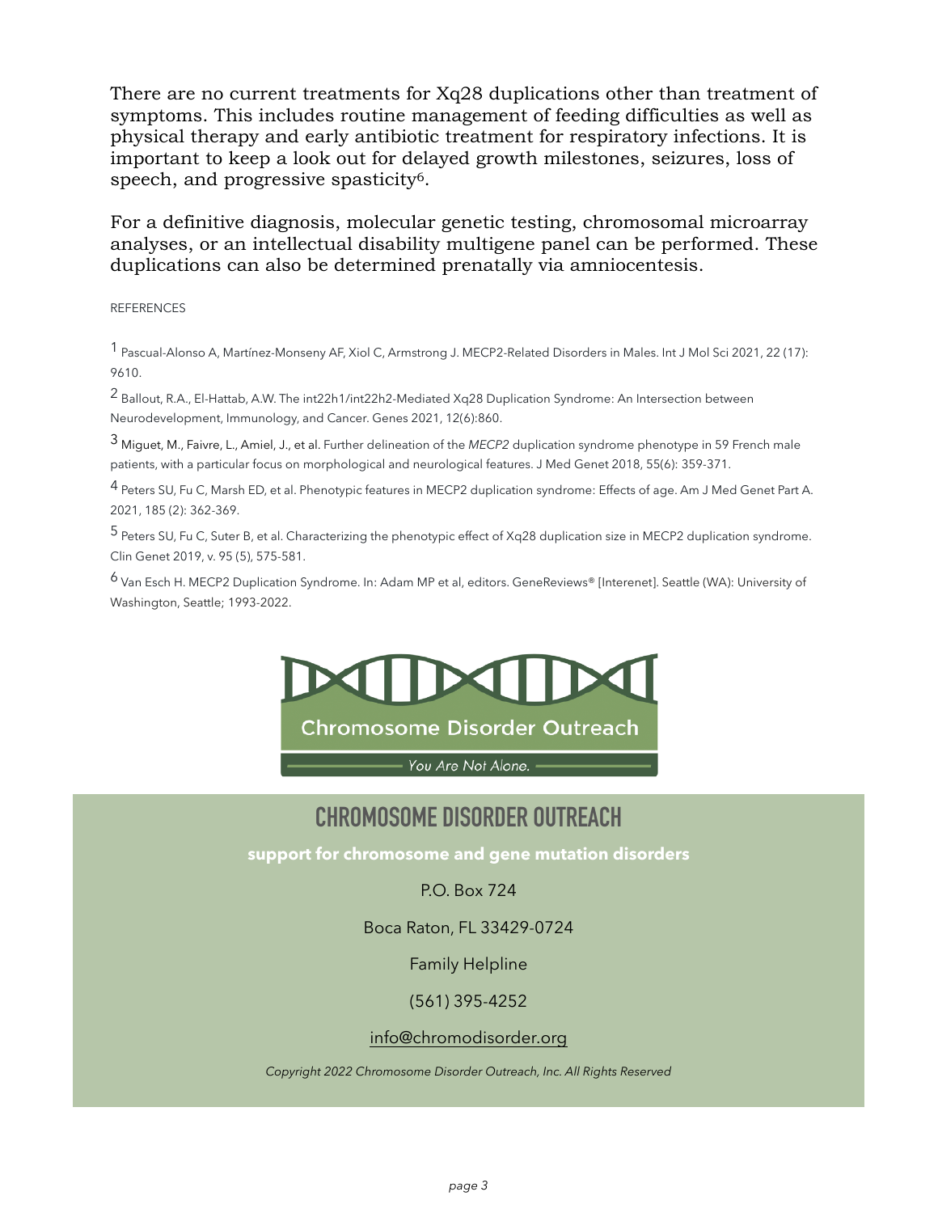There are no current treatments for Xq28 duplications other than treatment of symptoms. This includes routine management of feeding difficulties as well as physical therapy and early antibiotic treatment for respiratory infections. It is important to keep a look out for delayed growth milestones, seizures, loss of speech, and progressive spasticity[6].

For a definitive diagnosis, molecular genetic testing, chromosomal microarray analyses, or an intellectual disability multigene panel can be performed. These duplications can also be determined prenatally via amniocentesis.

REFERENCES

1 Pascual-Alonso A, Martínez-Monseny AF, Xiol C, Armstrong J. MECP2-Related Disorders in Males. Int J Mol Sci 2021, 22 (17): 9610.

2 Ballout, R.A., El-Hattab, A.W. The int22h1/int22h2-Mediated Xq28 Duplication Syndrome: An Intersection between Neurodevelopment, Immunology, and Cancer. Genes 2021, 12(6):860.

3 Miguet, M., Faivre, L., Amiel, J., et al. Further delineation of the *MECP2* duplication syndrome phenotype in 59 French male patients, with a particular focus on morphological and neurological features. J Med Genet 2018, 55(6): 359-371.

4 Peters SU, Fu C, Marsh ED, et al. Phenotypic features in MECP2 duplication syndrome: Effects of age. Am J Med Genet Part A. 2021, 185 (2): 362-369.

5 Peters SU, Fu C, Suter B, et al. Characterizing the phenotypic effect of Xq28 duplication size in MECP2 duplication syndrome. Clin Genet 2019, v. 95 (5), 575-581.

6 Van Esch H. MECP2 Duplication Syndrome. In: Adam MP et al, editors. GeneReviews® [Interenet]. Seattle (WA): University of Washington, Seattle; 1993-2022.

Chromosome Disorder Outreach

*You Are Not Alone.*

## CHROMOSOME DISORDER OUTREACH

**support for chromosome and gene mutation disorders**

P.O. Box 724

Boca Raton, FL 33429-0724

Family Helpline

(561) 395-4252

info@chromodisorder.org

*Copyright 2022 Chromosome Disorder Outreach, Inc. All Rights Reserved*